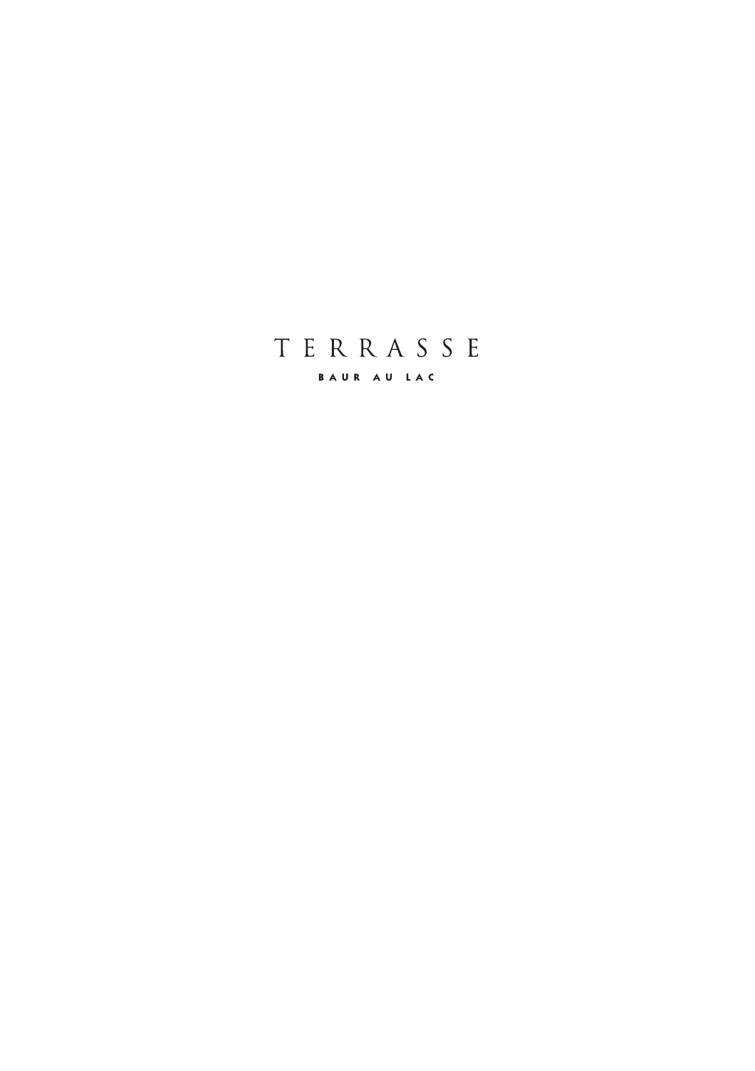# TERRASSE

BAUR AU LAC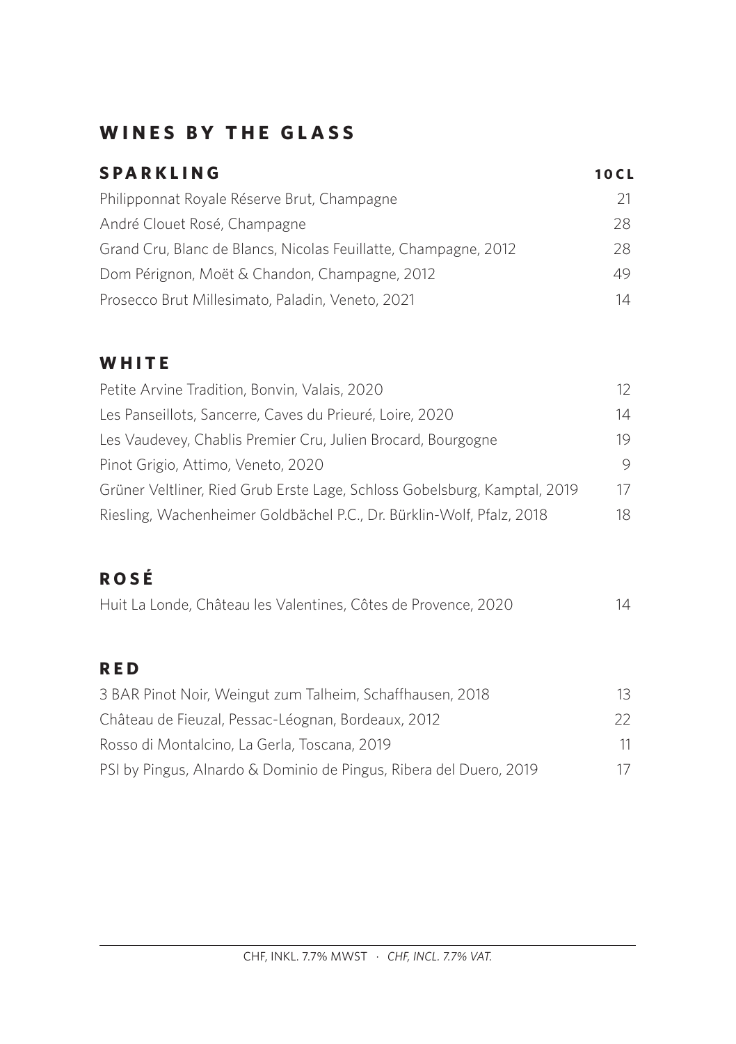# WINES BY THE GLASS

## SPARKLING

| SPARKLING | 10CL |
|---|---|
| Philipponnat Royale Réserve Brut, Champagne | 21 |
| André Clouet Rosé, Champagne | 28 |
| Grand Cru, Blanc de Blancs, Nicolas Feuillatte, Champagne, 2012 | 28 |
| Dom Pérignon, Moët & Chandon, Champagne, 2012 | 49 |
| Prosecco Brut Millesimato, Paladin, Veneto, 2021 | 14 |

## WHITE

| WHITE | |
|---|---|
| Petite Arvine Tradition, Bonvin, Valais, 2020 | 12 |
| Les Panseillots, Sancerre, Caves du Prieuré, Loire, 2020 | 14 |
| Les Vaudevey, Chablis Premier Cru, Julien Brocard, Bourgogne | 19 |
| Pinot Grigio, Attimo, Veneto, 2020 | 9 |
| Grüner Veltliner, Ried Grub Erste Lage, Schloss Gobelsburg, Kamptal, 2019 | 17 |
| Riesling, Wachenheimer Goldbächel P.C., Dr. Bürklin-Wolf, Pfalz, 2018 | 18 |

## ROSÉ

| ROSÉ | |
|---|---|
| Huit La Londe, Château les Valentines, Côtes de Provence, 2020 | 14 |

## RED

| RED | |
|---|---|
| 3 BAR Pinot Noir, Weingut zum Talheim, Schaffhausen, 2018 | 13 |
| Château de Fieuzal, Pessac-Léognan, Bordeaux, 2012 | 22 |
| Rosso di Montalcino, La Gerla, Toscana, 2019 | 11 |
| PSI by Pingus, Alnardo & Dominio de Pingus, Ribera del Duero, 2019 | 17 |

CHF, INKL. 7.7% MWST · *CHF, INCL. 7.7% VAT.*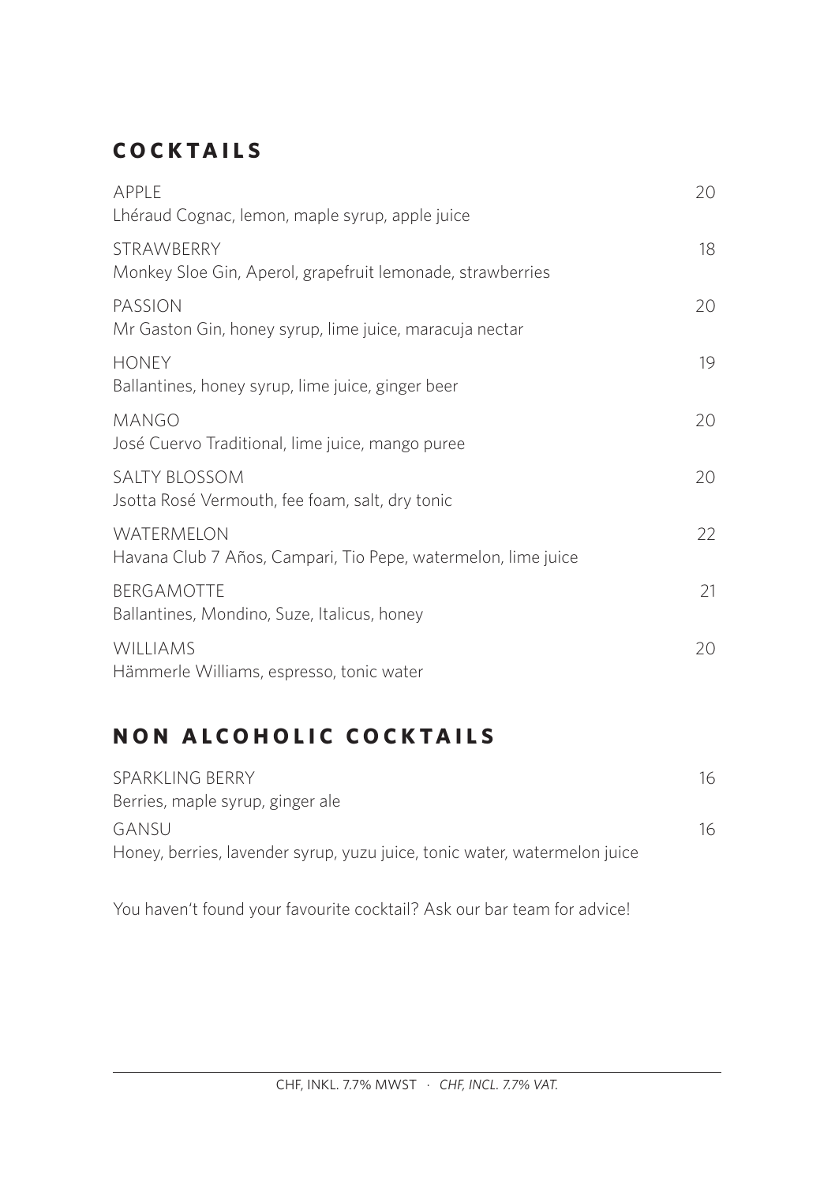## COCKTAILS

| | |
|---|---|
| APPLE<br>Lhéraud Cognac, lemon, maple syrup, apple juice | 20 |
| STRAWBERRY<br>Monkey Sloe Gin, Aperol, grapefruit lemonade, strawberries | 18 |
| PASSION<br>Mr Gaston Gin, honey syrup, lime juice, maracuja nectar | 20 |
| HONEY<br>Ballantines, honey syrup, lime juice, ginger beer | 19 |
| MANGO<br>José Cuervo Traditional, lime juice, mango puree | 20 |
| SALTY BLOSSOM<br>Jsotta Rosé Vermouth, fee foam, salt, dry tonic | 20 |
| WATERMELON<br>Havana Club 7 Años, Campari, Tio Pepe, watermelon, lime juice | 22 |
| BERGAMOTTE<br>Ballantines, Mondino, Suze, Italicus, honey | 21 |
| WILLIAMS<br>Hämmerle Williams, espresso, tonic water | 20 |

## NON ALCOHOLIC COCKTAILS

| | |
|---|---|
| SPARKLING BERRY<br>Berries, maple syrup, ginger ale | 16 |
| GANSU<br>Honey, berries, lavender syrup, yuzu juice, tonic water, watermelon juice | 16 |

You haven't found your favourite cocktail? Ask our bar team for advice!

CHF, INKL. 7.7% MWST · *CHF, INCL. 7.7% VAT.*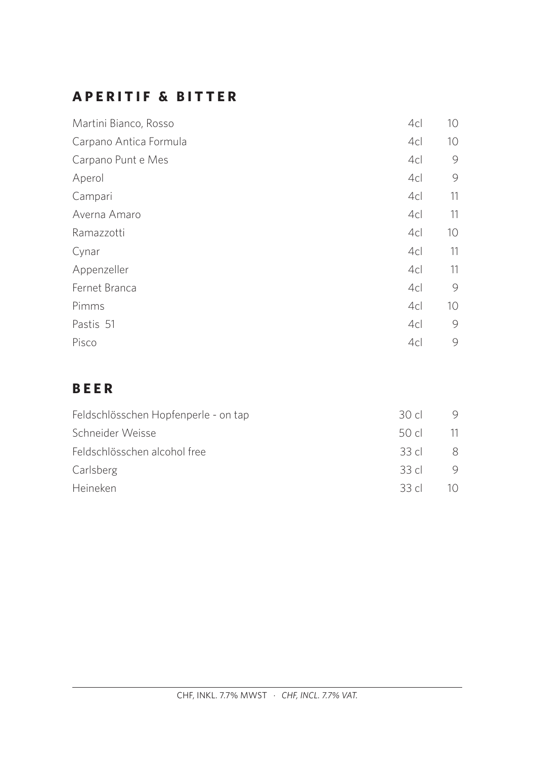## APERITIF & BITTER

| | | |
|---|---|---|
| Martini Bianco, Rosso | 4cl | 10 |
| Carpano Antica Formula | 4cl | 10 |
| Carpano Punt e Mes | 4cl | 9 |
| Aperol | 4cl | 9 |
| Campari | 4cl | 11 |
| Averna Amaro | 4cl | 11 |
| Ramazzotti | 4cl | 10 |
| Cynar | 4cl | 11 |
| Appenzeller | 4cl | 11 |
| Fernet Branca | 4cl | 9 |
| Pimms | 4cl | 10 |
| Pastis 51 | 4cl | 9 |
| Pisco | 4cl | 9 |

## BEER

| | | |
|---|---|---|
| Feldschlösschen Hopfenperle - on tap | 30 cl | 9 |
| Schneider Weisse | 50 cl | 11 |
| Feldschlösschen alcohol free | 33 cl | 8 |
| Carlsberg | 33 cl | 9 |
| Heineken | 33 cl | 10 |

CHF, INKL. 7.7% MWST · *CHF, INCL. 7.7% VAT.*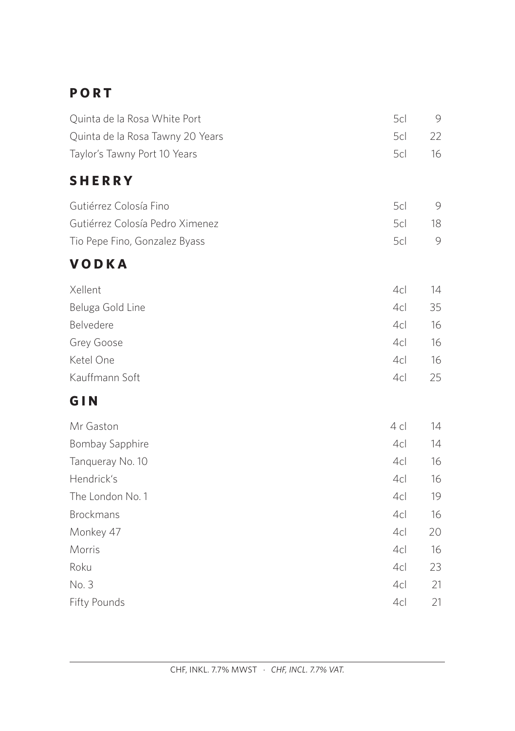## PORT

| | | |
|---|---|---|
| Quinta de la Rosa White Port | 5cl | 9 |
| Quinta de la Rosa Tawny 20 Years | 5cl | 22 |
| Taylor's Tawny Port 10 Years | 5cl | 16 |

## SHERRY

| | | |
|---|---|---|
| Gutiérrez Colosía Fino | 5cl | 9 |
| Gutiérrez Colosía Pedro Ximenez | 5cl | 18 |
| Tio Pepe Fino, Gonzalez Byass | 5cl | 9 |

## VODKA

| | | |
|---|---|---|
| Xellent | 4cl | 14 |
| Beluga Gold Line | 4cl | 35 |
| Belvedere | 4cl | 16 |
| Grey Goose | 4cl | 16 |
| Ketel One | 4cl | 16 |
| Kauffmann Soft | 4cl | 25 |

## GIN

| | | |
|---|---|---|
| Mr Gaston | 4 cl | 14 |
| Bombay Sapphire | 4cl | 14 |
| Tanqueray No. 10 | 4cl | 16 |
| Hendrick's | 4cl | 16 |
| The London No. 1 | 4cl | 19 |
| Brockmans | 4cl | 16 |
| Monkey 47 | 4cl | 20 |
| Morris | 4cl | 16 |
| Roku | 4cl | 23 |
| No. 3 | 4cl | 21 |
| Fifty Pounds | 4cl | 21 |

CHF, INKL. 7.7% MWST · *CHF, INCL. 7.7% VAT.*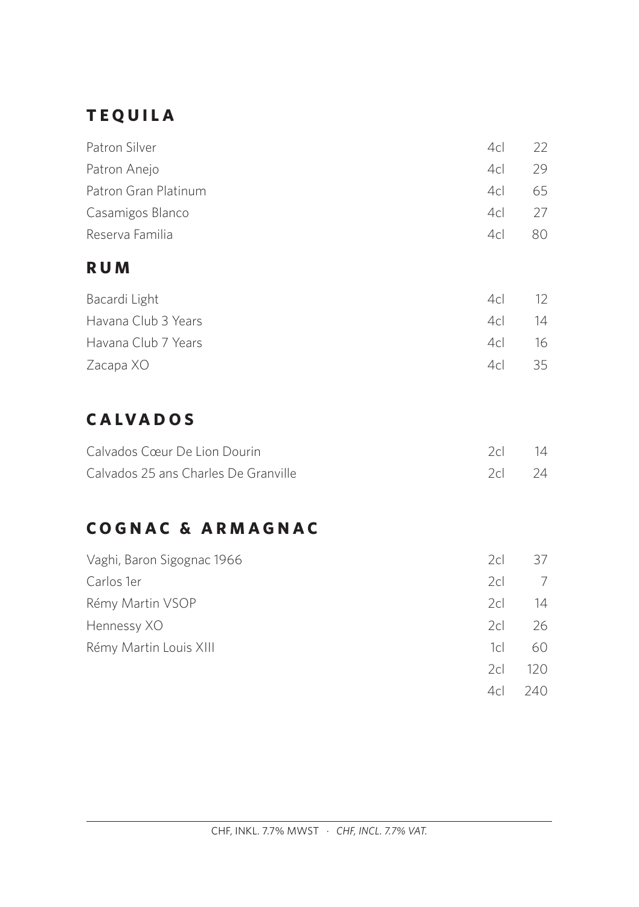## TEQUILA

| | | |
|---|---|---|
| Patron Silver | 4cl | 22 |
| Patron Anejo | 4cl | 29 |
| Patron Gran Platinum | 4cl | 65 |
| Casamigos Blanco | 4cl | 27 |
| Reserva Familia | 4cl | 80 |

## RUM

| | | |
|---|---|---|
| Bacardi Light | 4cl | 12 |
| Havana Club 3 Years | 4cl | 14 |
| Havana Club 7 Years | 4cl | 16 |
| Zacapa XO | 4cl | 35 |

## CALVADOS

| | | |
|---|---|---|
| Calvados Cœur De Lion Dourin | 2cl | 14 |
| Calvados 25 ans Charles De Granville | 2cl | 24 |

## COGNAC & ARMAGNAC

| | | |
|---|---|---|
| Vaghi, Baron Sigognac 1966 | 2cl | 37 |
| Carlos 1er | 2cl | 7 |
| Rémy Martin VSOP | 2cl | 14 |
| Hennessy XO | 2cl | 26 |
| Rémy Martin Louis XIII | 1cl | 60 |
| | 2cl | 120 |
| | 4cl | 240 |

CHF, INKL. 7.7% MWST · *CHF, INCL. 7.7% VAT.*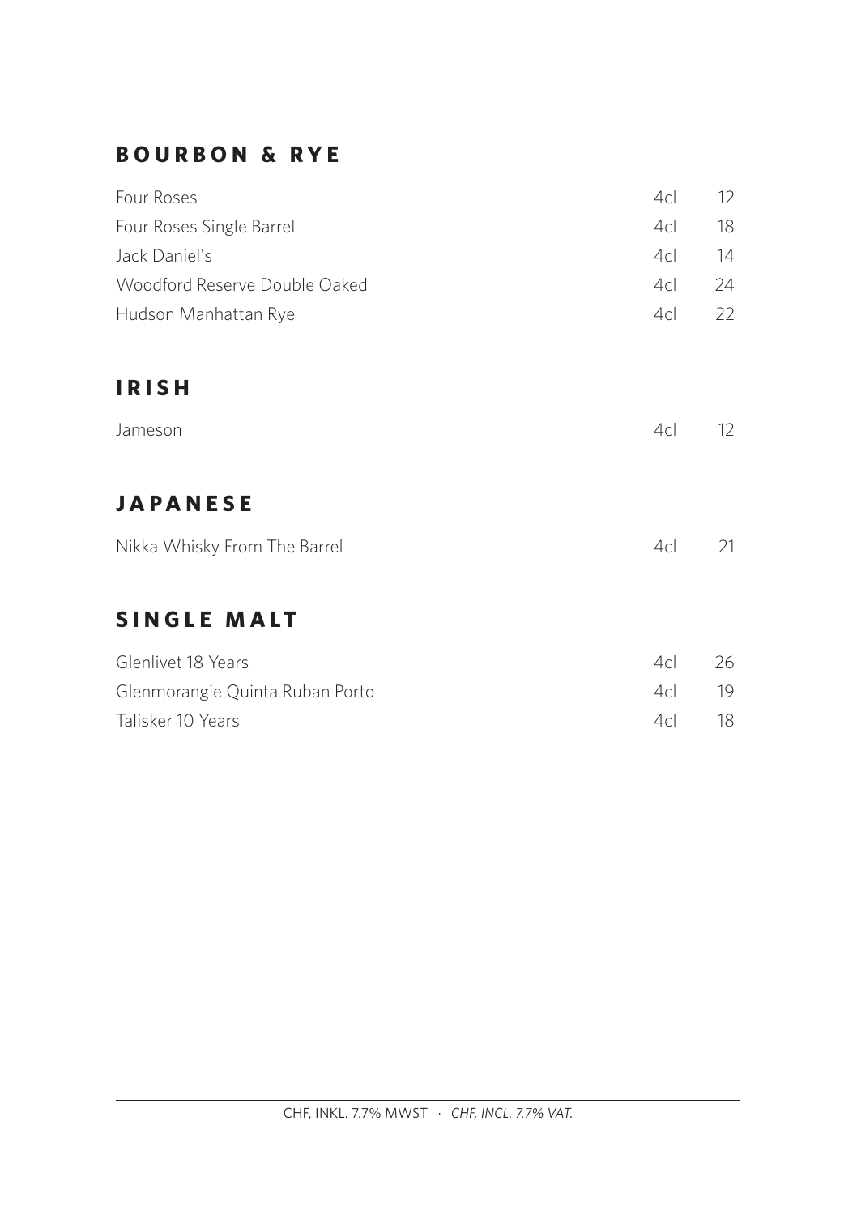## BOURBON & RYE

| | | |
|---|---|---|
| Four Roses | 4cl | 12 |
| Four Roses Single Barrel | 4cl | 18 |
| Jack Daniel's | 4cl | 14 |
| Woodford Reserve Double Oaked | 4cl | 24 |
| Hudson Manhattan Rye | 4cl | 22 |

## IRISH

| | | |
|---|---|---|
| Jameson | 4cl | 12 |

## JAPANESE

| | | |
|---|---|---|
| Nikka Whisky From The Barrel | 4cl | 21 |

## SINGLE MALT

| | | |
|---|---|---|
| Glenlivet 18 Years | 4cl | 26 |
| Glenmorangie Quinta Ruban Porto | 4cl | 19 |
| Talisker 10 Years | 4cl | 18 |

CHF, INKL. 7.7% MWST · *CHF, INCL. 7.7% VAT.*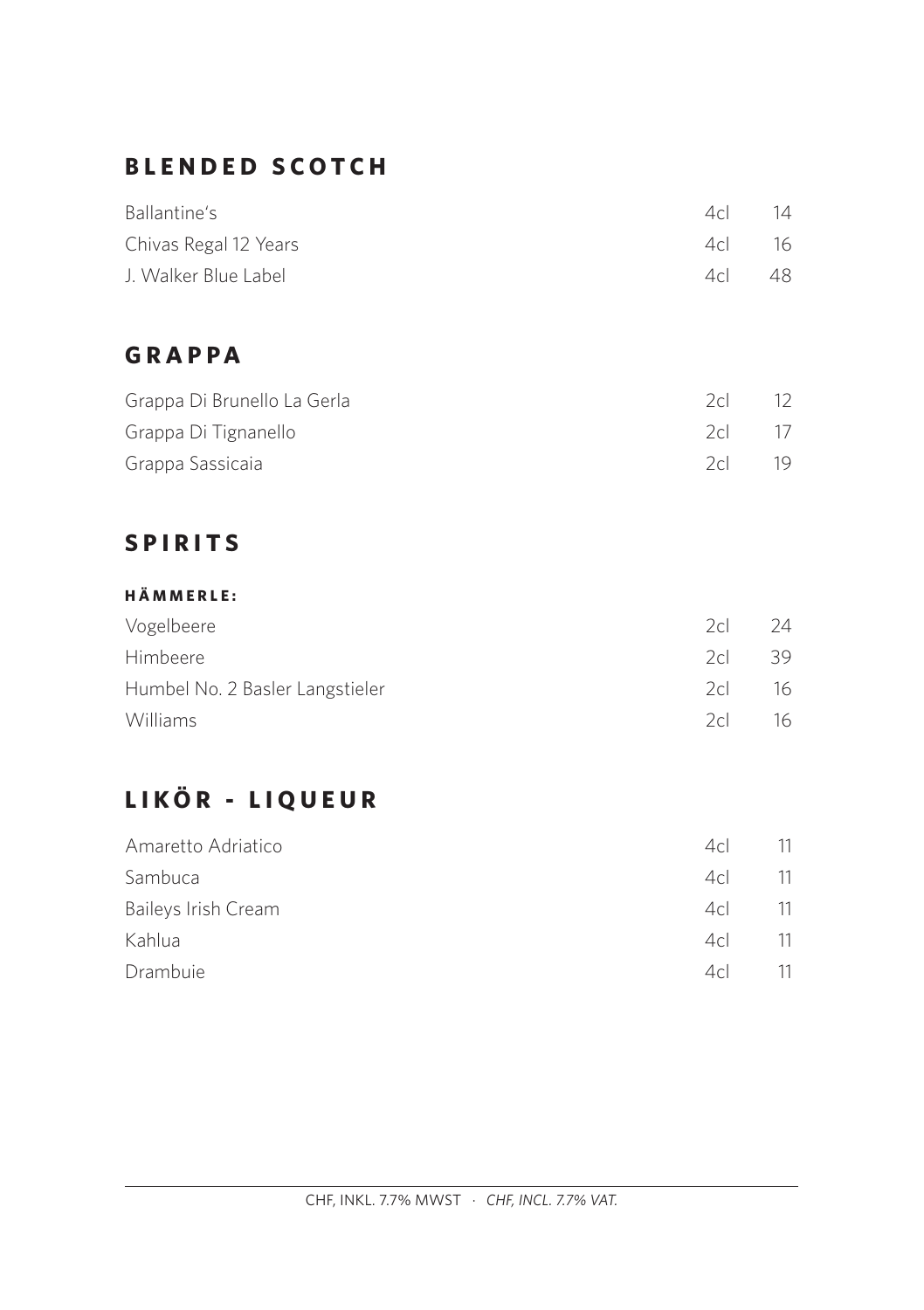## BLENDED SCOTCH

| | | |
|---|---|---|
| Ballantine's | 4cl | 14 |
| Chivas Regal 12 Years | 4cl | 16 |
| J. Walker Blue Label | 4cl | 48 |

## GRAPPA

| | | |
|---|---|---|
| Grappa Di Brunello La Gerla | 2cl | 12 |
| Grappa Di Tignanello | 2cl | 17 |
| Grappa Sassicaia | 2cl | 19 |

## SPIRITS

### HÄMMERLE:

| | | |
|---|---|---|
| Vogelbeere | 2cl | 24 |
| Himbeere | 2cl | 39 |
| Humbel No. 2 Basler Langstieler | 2cl | 16 |
| Williams | 2cl | 16 |

## LIKÖR - LIQUEUR

| | | |
|---|---|---|
| Amaretto Adriatico | 4cl | 11 |
| Sambuca | 4cl | 11 |
| Baileys Irish Cream | 4cl | 11 |
| Kahlua | 4cl | 11 |
| Drambuie | 4cl | 11 |

CHF, INKL. 7.7% MWST · *CHF, INCL. 7.7% VAT.*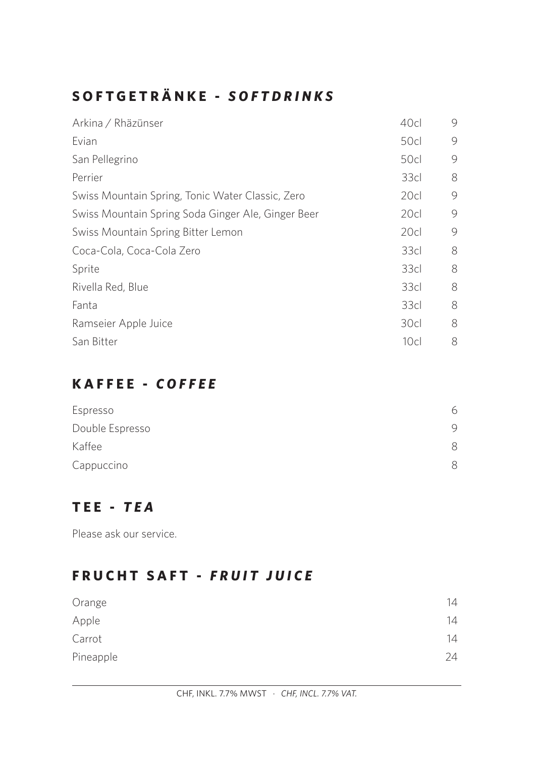## **SOFTGETRÄNKE - *SOFTDRINKS***

| | | |
|---|---|---|
| Arkina / Rhäzünser | 40cl | 9 |
| Evian | 50cl | 9 |
| San Pellegrino | 50cl | 9 |
| Perrier | 33cl | 8 |
| Swiss Mountain Spring, Tonic Water Classic, Zero | 20cl | 9 |
| Swiss Mountain Spring Soda Ginger Ale, Ginger Beer | 20cl | 9 |
| Swiss Mountain Spring Bitter Lemon | 20cl | 9 |
| Coca-Cola, Coca-Cola Zero | 33cl | 8 |
| Sprite | 33cl | 8 |
| Rivella Red, Blue | 33cl | 8 |
| Fanta | 33cl | 8 |
| Ramseier Apple Juice | 30cl | 8 |
| San Bitter | 10cl | 8 |

## **KAFFEE - *COFFEE***

| | |
|---|---|
| Espresso | 6 |
| Double Espresso | 9 |
| Kaffee | 8 |
| Cappuccino | 8 |

## **TEE - *TEA***

Please ask our service.

## **FRUCHT SAFT - *FRUIT JUICE***

| | |
|---|---|
| Orange | 14 |
| Apple | 14 |
| Carrot | 14 |
| Pineapple | 24 |

CHF, INKL. 7.7% MWST · *CHF, INCL. 7.7% VAT.*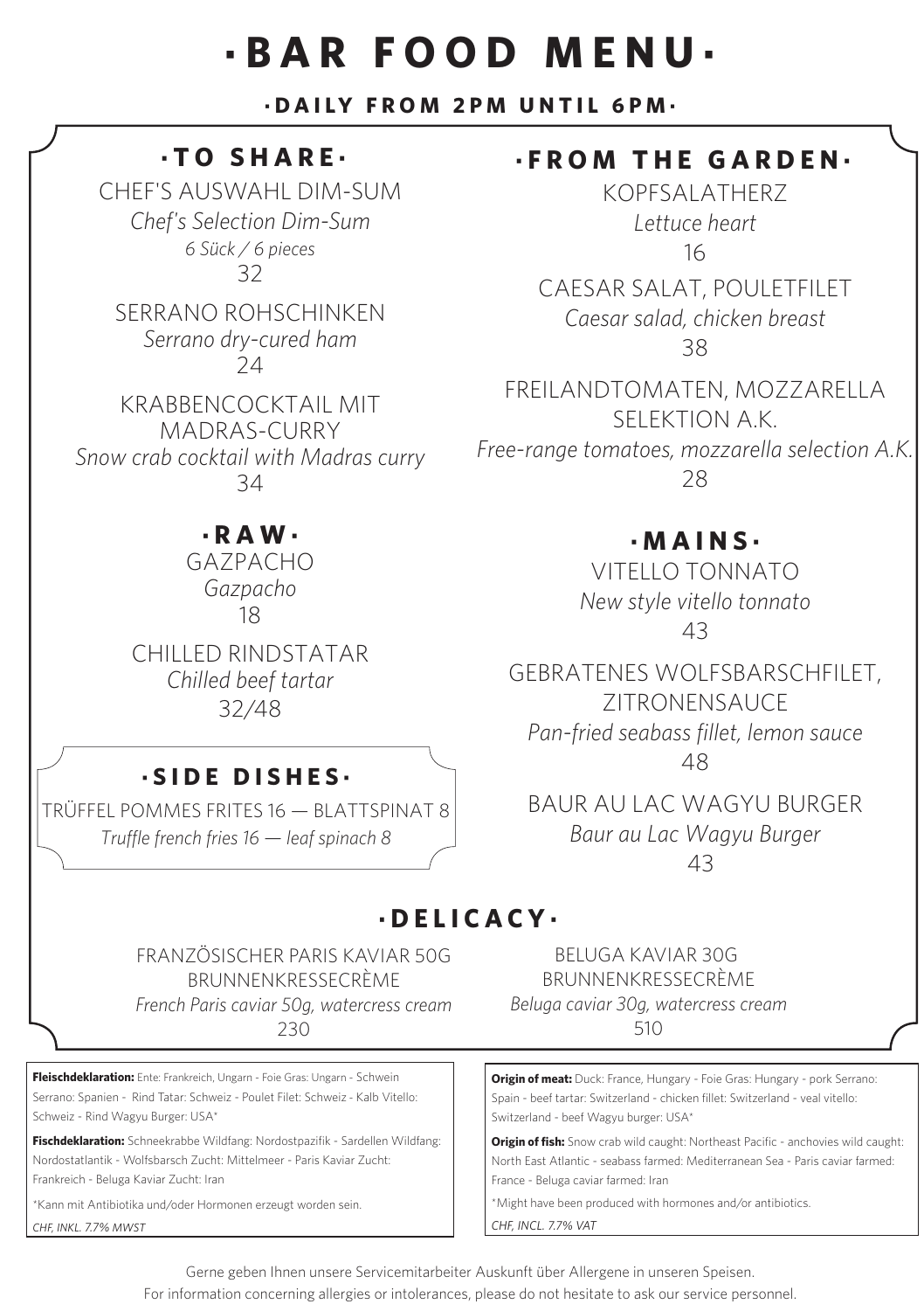# ·BAR FOOD MENU·

**·DAILY FROM 2PM UNTIL 6PM·**

## ·TO SHARE·

CHEF'S AUSWAHL DIM-SUM
*Chef's Selection Dim-Sum*
*6 Sück / 6 pieces*
32

SERRANO ROHSCHINKEN
*Serrano dry-cured ham*
24

KRABBENCOCKTAIL MIT MADRAS-CURRY
*Snow crab cocktail with Madras curry*
34

## ·RAW·

GAZPACHO
*Gazpacho*
18

CHILLED RINDSTATAR
*Chilled beef tartar*
32/48

## ·SIDE DISHES·

TRÜFFEL POMMES FRITES 16 — BLATTSPINAT 8
*Truffle french fries 16 — leaf spinach 8*

## ·FROM THE GARDEN·

KOPFSALATHERZ
*Lettuce heart*
16

CAESAR SALAT, POULETFILET
*Caesar salad, chicken breast*
38

FREILANDTOMATEN, MOZZARELLA SELEKTION A.K.
*Free-range tomatoes, mozzarella selection A.K.*
28

## ·MAINS·

VITELLO TONNATO
*New style vitello tonnato*
43

GEBRATENES WOLFSBARSCHFILET, ZITRONENSAUCE
*Pan-fried seabass fillet, lemon sauce*
48

BAUR AU LAC WAGYU BURGER
*Baur au Lac Wagyu Burger*
43

## ·DELICACY·

FRANZÖSISCHER PARIS KAVIAR 50G BRUNNENKRESSECRÈME
*French Paris caviar 50g, watercress cream*
230

BELUGA KAVIAR 30G BRUNNENKRESSECRÈME
*Beluga caviar 30g, watercress cream*
510

---

**Fleischdeklaration:** Ente: Frankreich, Ungarn - Foie Gras: Ungarn - Schwein Serrano: Spanien - Rind Tatar: Schweiz - Poulet Filet: Schweiz - Kalb Vitello: Schweiz - Rind Wagyu Burger: USA*

**Fischdeklaration:** Schneekrabbe Wildfang: Nordostpazifik - Sardellen Wildfang: Nordostatlantik - Wolfsbarsch Zucht: Mittelmeer - Paris Kaviar Zucht: Frankreich - Beluga Kaviar Zucht: Iran

*Kann mit Antibiotika und/oder Hormonen erzeugt worden sein.

*CHF, INKL. 7.7% MWST*

**Origin of meat:** Duck: France, Hungary - Foie Gras: Hungary - pork Serrano: Spain - beef tartar: Switzerland - chicken fillet: Switzerland - veal vitello: Switzerland - beef Wagyu burger: USA*

**Origin of fish:** Snow crab wild caught: Northeast Pacific - anchovies wild caught: North East Atlantic - seabass farmed: Mediterranean Sea - Paris caviar farmed: France - Beluga caviar farmed: Iran

*Might have been produced with hormones and/or antibiotics.

*CHF, INCL. 7.7% VAT*

Gerne geben Ihnen unsere Servicemitarbeiter Auskunft über Allergene in unseren Speisen.
For information concerning allergies or intolerances, please do not hesitate to ask our service personnel.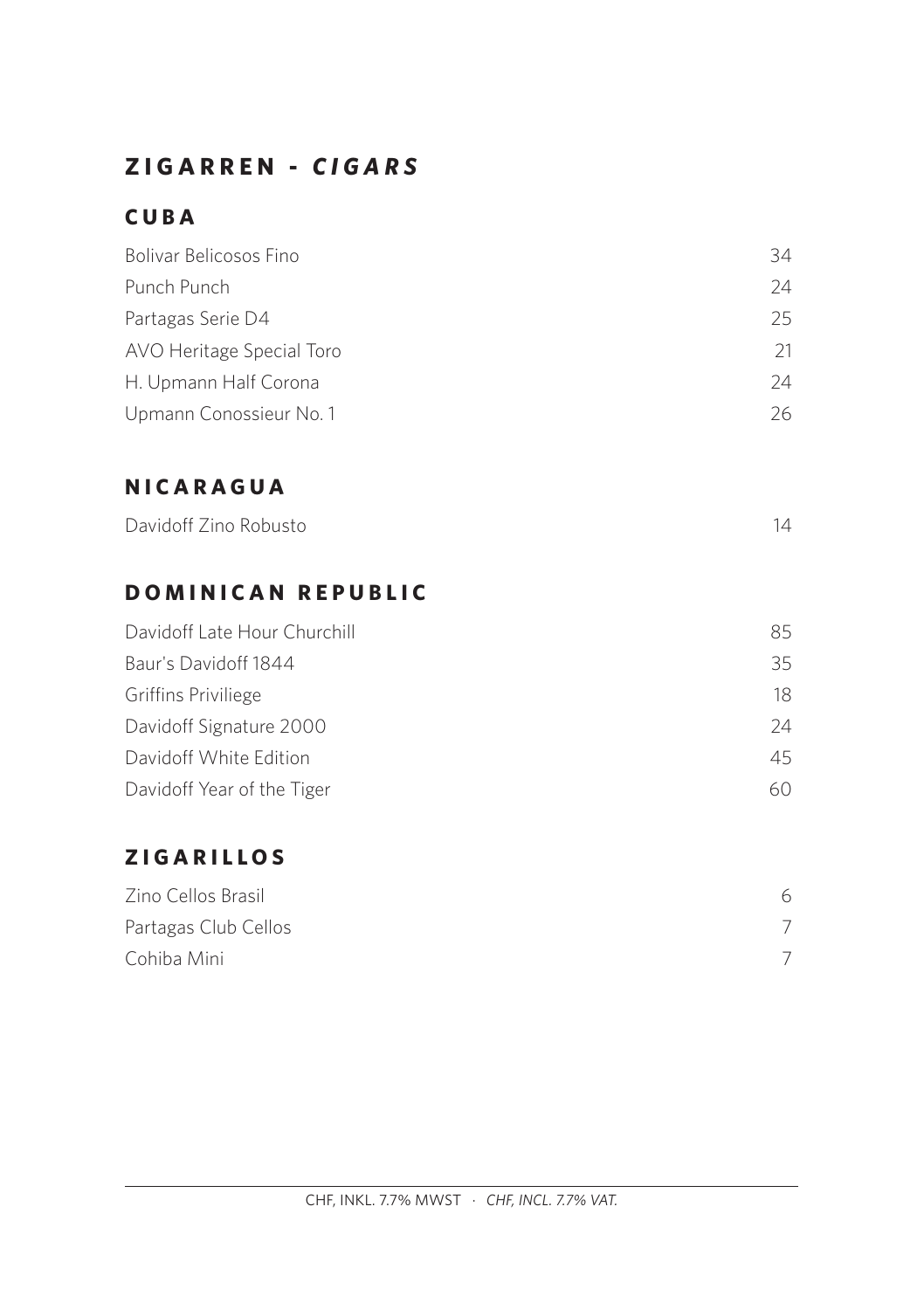# ZIGARREN - *CIGARS*

## CUBA

| | |
|---|---|
| Bolivar Belicosos Fino | 34 |
| Punch Punch | 24 |
| Partagas Serie D4 | 25 |
| AVO Heritage Special Toro | 21 |
| H. Upmann Half Corona | 24 |
| Upmann Conossieur No. 1 | 26 |

## NICARAGUA

| | |
|---|---|
| Davidoff Zino Robusto | 14 |

## DOMINICAN REPUBLIC

| | |
|---|---|
| Davidoff Late Hour Churchill | 85 |
| Baur's Davidoff 1844 | 35 |
| Griffins Priviliege | 18 |
| Davidoff Signature 2000 | 24 |
| Davidoff White Edition | 45 |
| Davidoff Year of the Tiger | 60 |

## ZIGARILLOS

| | |
|---|---|
| Zino Cellos Brasil | 6 |
| Partagas Club Cellos | 7 |
| Cohiba Mini | 7 |

CHF, INKL. 7.7% MWST · *CHF, INCL. 7.7% VAT.*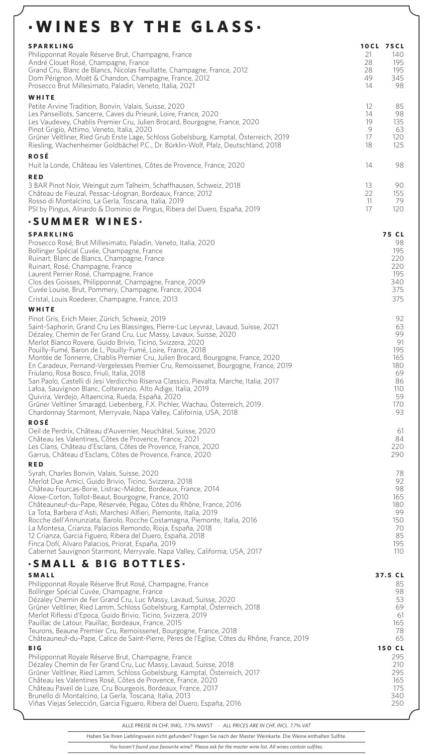# ·WINES BY THE GLASS·

| SPARKLING | 10CL | 75CL |
|---|---|---|
| Philipponnat Royale Réserve Brut, Champagne, France | 21 | 140 |
| André Clouet Rosé, Champagne, France | 28 | 195 |
| Grand Cru, Blanc de Blancs, Nicolas Feuillatte, Champagne, France, 2012 | 28 | 195 |
| Dom Pérignon, Moët & Chandon, Champagne, France, 2012 | 49 | 345 |
| Prosecco Brut Millesimato, Paladin, Veneto, Italia, 2021 | 14 | 98 |
| **WHITE** | | |
| Petite Arvine Tradition, Bonvin, Valais, Suisse, 2020 | 12 | 85 |
| Les Panseillots, Sancerre, Caves du Prieuré, Loire, France, 2020 | 14 | 98 |
| Les Vaudevey, Chablis Premier Cru, Julien Brocard, Bourgogne, France, 2020 | 19 | 135 |
| Pinot Grigio, Attimo, Veneto, Italia, 2020 | 9 | 63 |
| Grüner Veltliner, Ried Grub Erste Lage, Schloss Gobelsburg, Kamptal, Österreich, 2019 | 17 | 120 |
| Riesling, Wachenheimer Goldbächel P.C., Dr. Bürklin-Wolf, Pfalz, Deutschland, 2018 | 18 | 125 |
| **ROSÉ** | | |
| Huit la Londe, Château les Valentines, Côtes de Provence, France, 2020 | 14 | 98 |
| **RED** | | |
| 3 BAR Pinot Noir, Weingut zum Talheim, Schaffhausen, Schweiz, 2018 | 13 | 90 |
| Château de Fieuzal, Pessac-Léognan, Bordeaux, France, 2012 | 22 | 155 |
| Rosso di Montalcino, La Gerla, Toscana, Italia, 2019 | 11 | 79 |
| PSI by Pingus, Alnardo & Dominio de Pingus, Ribera del Duero, España, 2019 | 17 | 120 |

# ·SUMMER WINES·

| SPARKLING | 75 CL |
|---|---|
| Prosecco Rosé, Brut Millesimato, Paladin, Veneto, Italia, 2020 | 98 |
| Bollinger Spécial Cuvée, Champagne, France | 195 |
| Ruinart, Blanc de Blancs, Champagne, France | 220 |
| Ruinart, Rosé, Champagne, France | 220 |
| Laurent Perrier Rosé, Champagne, France | 195 |
| Clos des Goisses, Philipponnat, Champagne, France, 2009 | 340 |
| Cuvée Louise, Brut, Pommery, Champagne, France, 2004 | 375 |
| Cristal, Louis Roederer, Champagne, France, 2013 | 375 |
| **WHITE** | |
| Pinot Gris, Erich Meier, Zürich, Schweiz, 2019 | 92 |
| Saint-Saphorin, Grand Cru Les Blassinges, Pierre-Luc Leyvraz, Lavaud, Suisse, 2021 | 63 |
| Dézaley, Chemin de Fer Grand Cru, Luc Massy, Lavaux, Suisse, 2020 | 99 |
| Merlot Bianco Rovere, Guido Brivio, Ticino, Svizzera, 2020 | 91 |
| Pouilly-Fumé, Baron de L, Pouilly-Fumé, Loire, France, 2018 | 195 |
| Montée de Tonnerre, Chablis Premier Cru, Julien Brocard, Bourgogne, France, 2020 | 165 |
| En Caradeux, Pernand-Vergelesses Premier Cru, Remoissenet, Bourgogne, France, 2019 | 180 |
| Friulano, Rosa Bosco, Friuli, Italia, 2018 | 69 |
| San Paolo, Castelli di Jesi Verdicchio Riserva Classico, Pievalta, Marche, Italia, 2017 | 86 |
| Lafoa, Sauvignon Blanc, Colterenzio, Alto Adige, Italia, 2019 | 110 |
| Quivira, Verdejo, Altaencina, Rueda, España, 2020 | 59 |
| Grüner Veltliner Smaragd, Liebenberg, F.X. Pichler, Wachau, Österreich, 2019 | 170 |
| Chardonnay Starmont, Merryvale, Napa Valley, California, USA, 2018 | 93 |
| **ROSÉ** | |
| Oeil de Perdrix, Château d'Auvernier, Neuchâtel, Suisse, 2020 | 61 |
| Château les Valentines, Côtes de Provence, France, 2021 | 84 |
| Les Clans, Château d'Esclans, Côtes de Provence, France, 2020 | 220 |
| Garrus, Château d'Esclans, Côtes de Provence, France, 2020 | 290 |
| **RED** | |
| Syrah, Charles Bonvin, Valais, Suisse, 2020 | 78 |
| Merlot Due Amici, Guido Brivio, Ticino, Svizzera, 2018 | 92 |
| Château Fourcas-Borie, Listrac-Médoc, Bordeaux, France, 2014 | 98 |
| Aloxe-Corton, Tollot-Beaut, Bourgogne, France, 2010 | 165 |
| Châteauneuf-du-Pape, Réservée, Pégau, Côtes du Rhône, France, 2016 | 180 |
| La Tota, Barbera d'Asti, Marchesi Alfieri, Piemonte, Italia, 2019 | 99 |
| Rocche dell'Annunziata, Barolo, Rocche Costamagna, Piemonte, Italia, 2016 | 150 |
| La Montesa, Crianza, Palacios Remondo, Rioja, España, 2018 | 70 |
| 12 Crianza, Garcia Figuero, Ribera del Duero, España, 2018 | 85 |
| Finca Dofí, Alvaro Palacios, Priorat, España, 2019 | 195 |
| Cabernet Sauvignon Starmont, Merryvale, Napa Valley, California, USA, 2017 | 110 |

# ·SMALL & BIG BOTTLES·

| SMALL | 37.5 CL |
|---|---|
| Philipponnat Royale Réserve Brut Rosé, Champagne, France | 85 |
| Bollinger Spécial Cuvée, Champagne, France | 98 |
| Dézaley Chemin de Fer Grand Cru, Luc Massy, Lavaud, Suisse, 2020 | 53 |
| Grüner Veltliner, Ried Lamm, Schloss Gobelsburg, Kamptal, Österreich, 2018 | 69 |
| Merlot Riflessi d'Epoca, Guido Brivio, Ticino, Svizzera, 2019 | 61 |
| Pauillac de Latour, Pauillac, Bordeaux, France, 2015 | 165 |
| Teurons, Beaune Premier Cru, Remoissenet, Bourgogne, France, 2018 | 78 |
| Châteauneuf-du-Pape, Calice de Saint-Pierre, Pères de l'Eglise, Côtes du Rhône, France, 2019 | 65 |
| **BIG** | **150 CL** |
| Philipponnat Royale Réserve Brut, Champagne, France | 295 |
| Dézaley Chemin de Fer Grand Cru, Luc Massy, Lavaud, Suisse, 2018 | 210 |
| Grüner Veltliner, Ried Lamm, Schloss Gobelsburg, Kamptal, Österreich, 2017 | 295 |
| Château les Valentines Rosé, Côtes de Provence, France, 2020 | 165 |
| Château Paveil de Luze, Cru Bourgeois, Bordeaux, France, 2017 | 175 |
| Brunello di Montalcino, La Gerla, Toscana, Italia, 2013 | 340 |
| Viñas Viejas Selección, Garcia Figuero, Ribera del Duero, España, 2016 | 250 |

ALLE PREISE IN CHF, INKL. 7.7% MWST · *ALL PRICES ARE IN CHF, INCL. 7.7% VAT*

Haben Sie Ihren Lieblingswein nicht gefunden? Fragen Sie nach der Master Weinkarte. Die Weine enthalten Sulfite.

*You haven't found your favourite wine? Please ask for the master wine list. All wines contain sulfites.*